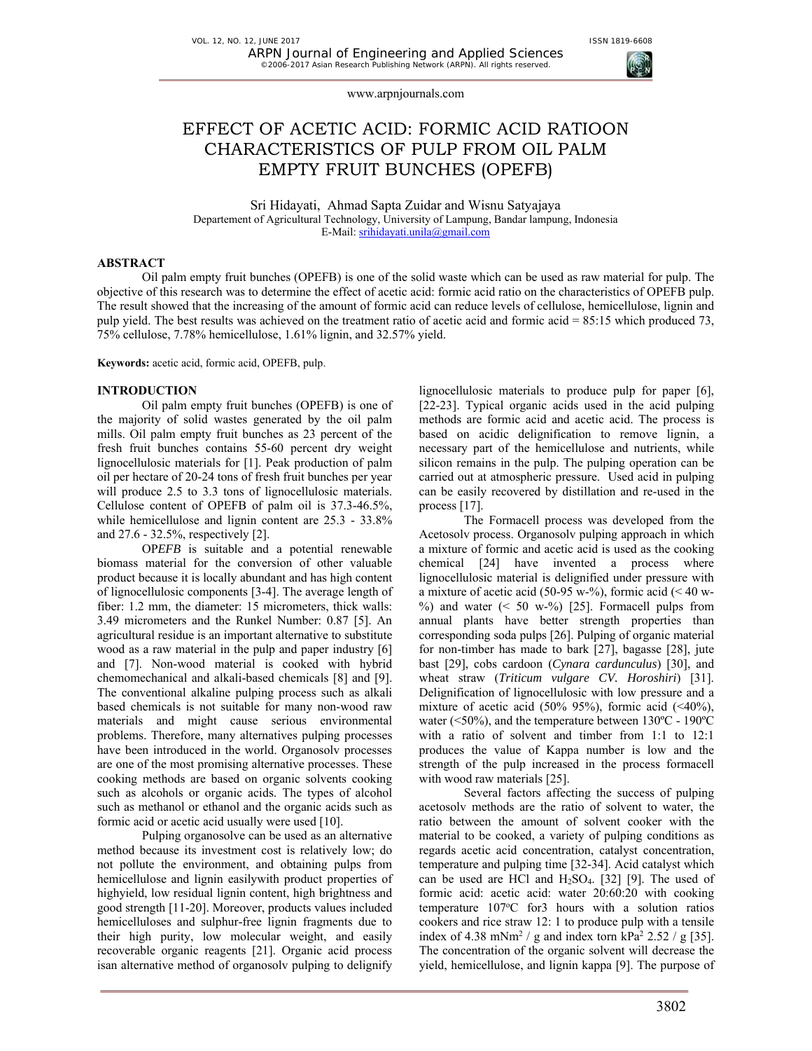# EFFECT OF ACETIC ACID: FORMIC ACID RATIOON CHARACTERISTICS OF PULP FROM OIL PALM EMPTY FRUIT BUNCHES (OPEFB)

Sri Hidayati, Ahmad Sapta Zuidar and Wisnu Satyajaya

Departement of Agricultural Technology, University of Lampung, Bandar lampung, Indonesia

E-Mail: srihidayati.unila@gmail.com

## ABSTRACT

Oil palm empty fruit bunches (OPEFB) is one of the solid waste which can be used as raw material for pulp. The objective of this research was to determine the effect of acetic acid: formic acid ratio on the characteristics of OPEFB pulp. The result showed that the increasing of the amount of formic acid can reduce levels of cellulose, hemicellulose, lignin and pulp yield. The best results was achieved on the treatment ratio of acetic acid and formic acid = 85:15 which produced 73, 75% cellulose, 7.78% hemicellulose, 1.61% lignin, and 32.57% yield.

**Keywords:** acetic acid, formic acid, OPEFB, pulp.

## INTRODUCTION

Oil palm empty fruit bunches (OPEFB) is one of the majority of solid wastes generated by the oil palm mills. Oil palm empty fruit bunches as 23 percent of the fresh fruit bunches contains 55-60 percent dry weight lignocellulosic materials for [1]. Peak production of palm oil per hectare of 20-24 tons of fresh fruit bunches per year will produce 2.5 to 3.3 tons of lignocellulosic materials. Cellulose content of OPEFB of palm oil is 37.3-46.5%, while hemicellulose and lignin content are 25.3 - 33.8% and 27.6 - 32.5%, respectively [2].

OP*EFB* is suitable and a potential renewable biomass material for the conversion of other valuable product because it is locally abundant and has high content of lignocellulosic components [3-4]. The average length of fiber: 1.2 mm, the diameter: 15 micrometers, thick walls: 3.49 micrometers and the Runkel Number: 0.87 [5]. An agricultural residue is an important alternative to substitute wood as a raw material in the pulp and paper industry [6] and [7]. Non-wood material is cooked with hybrid chemomechanical and alkali-based chemicals [8] and [9]. The conventional alkaline pulping process such as alkali based chemicals is not suitable for many non-wood raw materials and might cause serious environmental problems. Therefore, many alternatives pulping processes have been introduced in the world. Organosolv processes are one of the most promising alternative processes. These cooking methods are based on organic solvents cooking such as alcohols or organic acids. The types of alcohol such as methanol or ethanol and the organic acids such as formic acid or acetic acid usually were used [10].

Pulping organosolve can be used as an alternative method because its investment cost is relatively low; do not pollute the environment, and obtaining pulps from hemicellulose and lignin easilywith product properties of highyield, low residual lignin content, high brightness and good strength [11-20]. Moreover, products values included hemicelluloses and sulphur-free lignin fragments due to their high purity, low molecular weight, and easily recoverable organic reagents [21]. Organic acid process isan alternative method of organosolv pulping to delignify lignocellulosic materials to produce pulp for paper [6], [22-23]. Typical organic acids used in the acid pulping methods are formic acid and acetic acid. The process is based on acidic delignification to remove lignin, a necessary part of the hemicellulose and nutrients, while silicon remains in the pulp. The pulping operation can be carried out at atmospheric pressure. Used acid in pulping can be easily recovered by distillation and re-used in the process [17].

The Formacell process was developed from the Acetosolv process. Organosolv pulping approach in which a mixture of formic and acetic acid is used as the cooking chemical [24] have invented a process where lignocellulosic material is delignified under pressure with a mixture of acetic acid (50-95 w-%), formic acid (< 40 w-%) and water (< 50 w-%) [25]. Formacell pulps from annual plants have better strength properties than corresponding soda pulps [26]. Pulping of organic material for non-timber has made to bark [27], bagasse [28], jute bast [29], cobs cardoon (*Cynara cardunculus*) [30], and wheat straw (*Triticum vulgare CV. Horoshiri*) [31]. Delignification of lignocellulosic with low pressure and a mixture of acetic acid (50% 95%), formic acid (<40%), water (<50%), and the temperature between 130ºC - 190ºC with a ratio of solvent and timber from 1:1 to 12:1 produces the value of Kappa number is low and the strength of the pulp increased in the process formacell with wood raw materials [25].

Several factors affecting the success of pulping acetosolv methods are the ratio of solvent to water, the ratio between the amount of solvent cooker with the material to be cooked, a variety of pulping conditions as regards acetic acid concentration, catalyst concentration, temperature and pulping time [32-34]. Acid catalyst which can be used are HCl and $H_2SO_4$. [32] [9]. The used of formic acid: acetic acid: water 20:60:20 with cooking temperature 107$^{o}$C for3 hours with a solution ratios cookers and rice straw 12: 1 to produce pulp with a tensile index of 4.38 $mNm^2$ / g and index torn $kPa^2$ 2.52 / g [35]. The concentration of the organic solvent will decrease the yield, hemicellulose, and lignin kappa [9]. The purpose of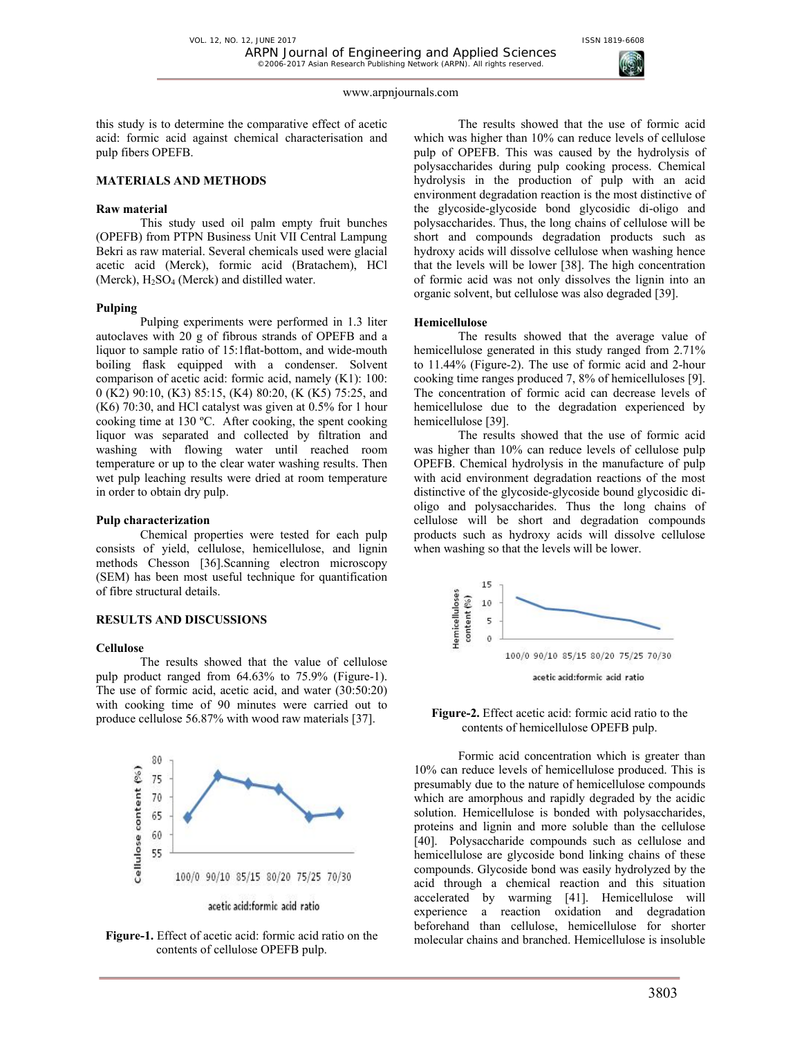this study is to determine the comparative effect of acetic acid: formic acid against chemical characterisation and pulp fibers OPEFB.

## MATERIALS AND METHODS

### Raw material

This study used oil palm empty fruit bunches (OPEFB) from PTPN Business Unit VII Central Lampung Bekri as raw material. Several chemicals used were glacial acetic acid (Merck), formic acid (Bratachem), HCl (Merck), $H_2SO_4$ (Merck) and distilled water.

### Pulping

Pulping experiments were performed in 1.3 liter autoclaves with 20 g of fibrous strands of OPEFB and a liquor to sample ratio of 15:1flat-bottom, and wide-mouth boiling flask equipped with a condenser. Solvent comparison of acetic acid: formic acid, namely (K1): 100: 0 (K2) 90:10, (K3) 85:15, (K (K4) 80:20, (K (K5) 75:25, and (K6) 70:30, and HCl catalyst was given at 0.5% for 1 hour cooking time at 130 ºC. After cooking, the spent cooking liquor was separated and collected by filtration and washing with flowing water until reached room temperature or up to the clear water washing results. Then wet pulp leaching results were dried at room temperature in order to obtain dry pulp.

### Pulp characterization

Chemical properties were tested for each pulp consists of yield, cellulose, hemicellulose, and lignin methods Chesson [36].Scanning electron microscopy (SEM) has been most useful technique for quantification of fibre structural details.

## RESULTS AND DISCUSSIONS

### Cellulose

The results showed that the value of cellulose pulp product ranged from 64.63% to 75.9% (Figure-1). The use of formic acid, acetic acid, and water (30:50:20) with cooking time of 90 minutes were carried out to produce cellulose 56.87% with wood raw materials [37].

**Figure-1.** Effect of acetic acid: formic acid ratio on the contents of cellulose OPEFB pulp.

The results showed that the use of formic acid which was higher than 10% can reduce levels of cellulose pulp of OPEFB. This was caused by the hydrolysis of polysaccharides during pulp cooking process. Chemical hydrolysis in the production of pulp with an acid environment degradation reaction is the most distinctive of the glycoside-glycoside bond glycosidic di-oligo and polysaccharides. Thus, the long chains of cellulose will be short and compounds degradation products such as hydroxy acids will dissolve cellulose when washing hence that the levels will be lower [38]. The high concentration of formic acid was not only dissolves the lignin into an organic solvent, but cellulose was also degraded [39].

### Hemicellulose

The results showed that the average value of hemicellulose generated in this study ranged from 2.71% to 11.44% (Figure-2). The use of formic acid and 2-hour cooking time ranges produced 7, 8% of hemicelluloses [9]. The concentration of formic acid can decrease levels of hemicellulose due to the degradation experienced by hemicellulose [39].

The results showed that the use of formic acid was higher than 10% can reduce levels of cellulose pulp OPEFB. Chemical hydrolysis in the manufacture of pulp with acid environment degradation reactions of the most distinctive of the glycoside-glycoside bound glycosidic di-oligo and polysaccharides. Thus the long chains of cellulose will be short and degradation compounds products such as hydroxy acids will dissolve cellulose when washing so that the levels will be lower.

**Figure-2.** Effect acetic acid: formic acid ratio to the contents of hemicellulose OPEFB pulp.

Formic acid concentration which is greater than 10% can reduce levels of hemicellulose produced. This is presumably due to the nature of hemicellulose compounds which are amorphous and rapidly degraded by the acidic solution. Hemicellulose is bonded with polysaccharides, proteins and lignin and more soluble than the cellulose [40]. Polysaccharide compounds such as cellulose and hemicellulose are glycoside bond linking chains of these compounds. Glycoside bond was easily hydrolyzed by the acid through a chemical reaction and this situation accelerated by warming [41]. Hemicellulose will experience a reaction oxidation and degradation beforehand than cellulose, hemicellulose for shorter molecular chains and branched. Hemicellulose is insoluble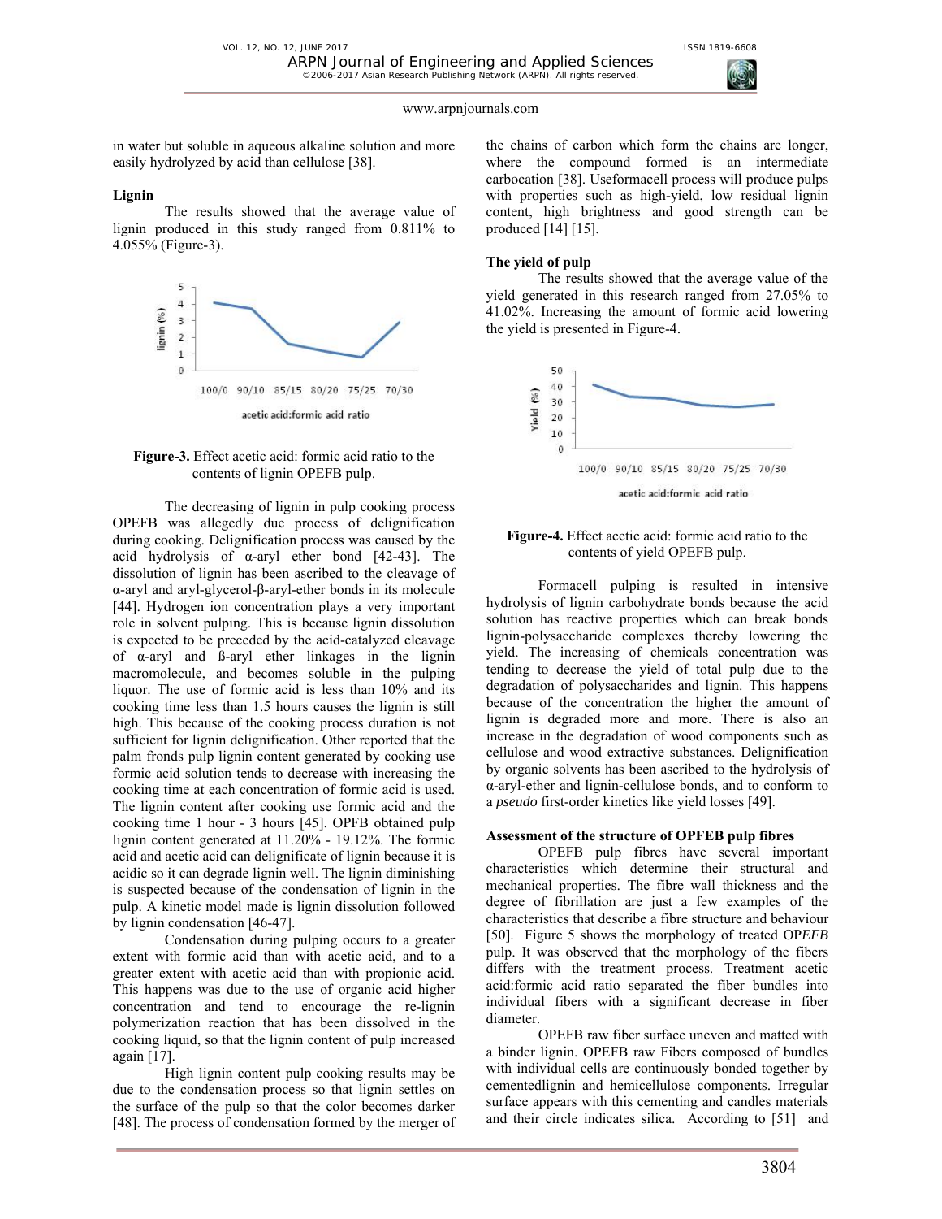in water but soluble in aqueous alkaline solution and more easily hydrolyzed by acid than cellulose [38].

**Lignin**

The results showed that the average value of lignin produced in this study ranged from 0.811% to 4.055% (Figure-3).

**Figure-3.** Effect acetic acid: formic acid ratio to the contents of lignin OPEFB pulp.

The decreasing of lignin in pulp cooking process OPEFB was allegedly due process of delignification during cooking. Delignification process was caused by the acid hydrolysis of α-aryl ether bond [42-43]. The dissolution of lignin has been ascribed to the cleavage of α-aryl and aryl-glycerol-β-aryl-ether bonds in its molecule [44]. Hydrogen ion concentration plays a very important role in solvent pulping. This is because lignin dissolution is expected to be preceded by the acid-catalyzed cleavage of α-aryl and ß-aryl ether linkages in the lignin macromolecule, and becomes soluble in the pulping liquor. The use of formic acid is less than 10% and its cooking time less than 1.5 hours causes the lignin is still high. This because of the cooking process duration is not sufficient for lignin delignification. Other reported that the palm fronds pulp lignin content generated by cooking use formic acid solution tends to decrease with increasing the cooking time at each concentration of formic acid is used. The lignin content after cooking use formic acid and the cooking time 1 hour - 3 hours [45]. OPFB obtained pulp lignin content generated at 11.20% - 19.12%. The formic acid and acetic acid can delignificate of lignin because it is acidic so it can degrade lignin well. The lignin diminishing is suspected because of the condensation of lignin in the pulp. A kinetic model made is lignin dissolution followed by lignin condensation [46-47].

Condensation during pulping occurs to a greater extent with formic acid than with acetic acid, and to a greater extent with acetic acid than with propionic acid. This happens was due to the use of organic acid higher concentration and tend to encourage the re-lignin polymerization reaction that has been dissolved in the cooking liquid, so that the lignin content of pulp increased again [17].

High lignin content pulp cooking results may be due to the condensation process so that lignin settles on the surface of the pulp so that the color becomes darker [48]. The process of condensation formed by the merger of the chains of carbon which form the chains are longer, where the compound formed is an intermediate carbocation [38]. Useformacell process will produce pulps with properties such as high-yield, low residual lignin content, high brightness and good strength can be produced [14] [15].

**The yield of pulp**

The results showed that the average value of the yield generated in this research ranged from 27.05% to 41.02%. Increasing the amount of formic acid lowering the yield is presented in Figure-4.

**Figure-4.** Effect acetic acid: formic acid ratio to the contents of yield OPEFB pulp.

Formacell pulping is resulted in intensive hydrolysis of lignin carbohydrate bonds because the acid solution has reactive properties which can break bonds lignin-polysaccharide complexes thereby lowering the yield. The increasing of chemicals concentration was tending to decrease the yield of total pulp due to the degradation of polysaccharides and lignin. This happens because of the concentration the higher the amount of lignin is degraded more and more. There is also an increase in the degradation of wood components such as cellulose and wood extractive substances. Delignification by organic solvents has been ascribed to the hydrolysis of α-aryl-ether and lignin-cellulose bonds, and to conform to a *pseudo* first-order kinetics like yield losses [49].

**Assessment of the structure of OPFEB pulp fibres**

OPEFB pulp fibres have several important characteristics which determine their structural and mechanical properties. The fibre wall thickness and the degree of fibrillation are just a few examples of the characteristics that describe a fibre structure and behaviour [50]. Figure 5 shows the morphology of treated OP*EFB* pulp. It was observed that the morphology of the fibers differs with the treatment process. Treatment acetic acid:formic acid ratio separated the fiber bundles into individual fibers with a significant decrease in fiber diameter.

OPEFB raw fiber surface uneven and matted with a binder lignin. OPEFB raw Fibers composed of bundles with individual cells are continuously bonded together by cementedlignin and hemicellulose components. Irregular surface appears with this cementing and candles materials and their circle indicates silica. According to [51] and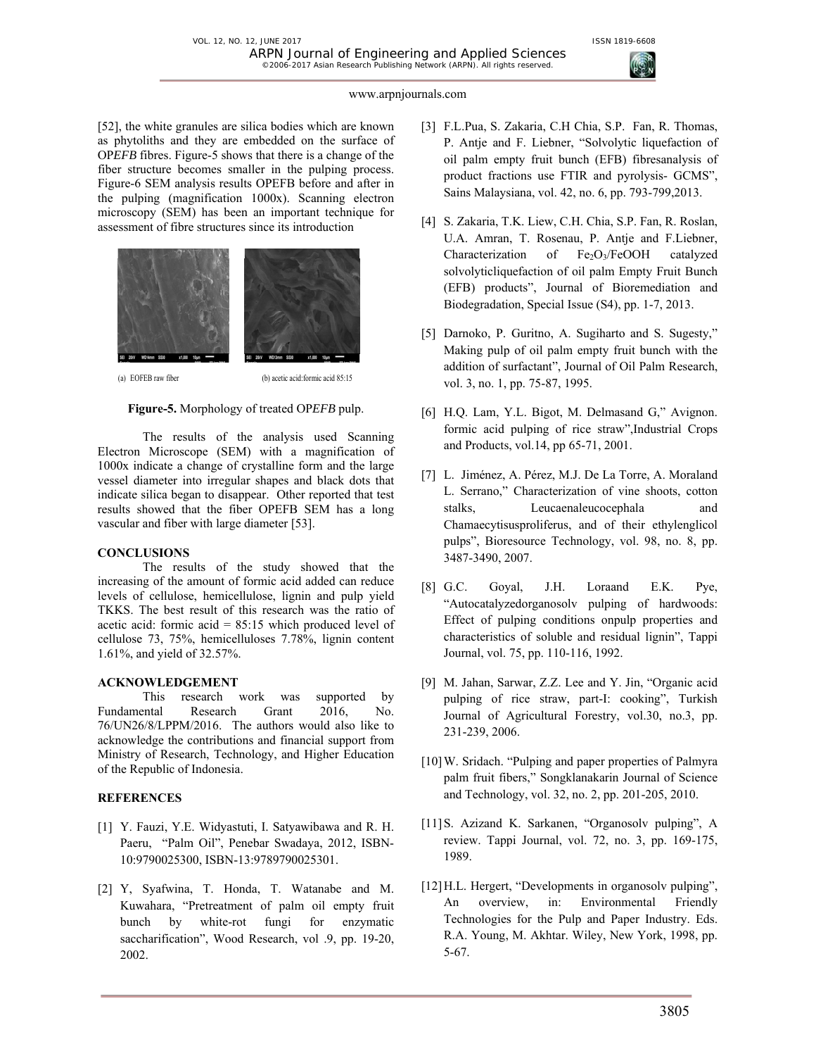[52], the white granules are silica bodies which are known as phytoliths and they are embedded on the surface of OP*EFB* fibres. Figure-5 shows that there is a change of the fiber structure becomes smaller in the pulping process. Figure-6 SEM analysis results OPEFB before and after in the pulping (magnification 1000x). Scanning electron microscopy (SEM) has been an important technique for assessment of fibre structures since its introduction

(a) EOFEB raw fiber (b) acetic acid:formic acid 85:15

**Figure-5.** Morphology of treated OP*EFB* pulp.

The results of the analysis used Scanning Electron Microscope (SEM) with a magnification of 1000x indicate a change of crystalline form and the large vessel diameter into irregular shapes and black dots that indicate silica began to disappear. Other reported that test results showed that the fiber OPEFB SEM has a long vascular and fiber with large diameter [53].

## CONCLUSIONS

The results of the study showed that the increasing of the amount of formic acid added can reduce levels of cellulose, hemicellulose, lignin and pulp yield TKKS. The best result of this research was the ratio of acetic acid: formic acid = 85:15 which produced level of cellulose 73, 75%, hemicelluloses 7.78%, lignin content 1.61%, and yield of 32.57%.

## ACKNOWLEDGEMENT

This research work was supported by Fundamental Research Grant 2016, No. 76/UN26/8/LPPM/2016. The authors would also like to acknowledge the contributions and financial support from Ministry of Research, Technology, and Higher Education of the Republic of Indonesia.

## REFERENCES

[1] Y. Fauzi, Y.E. Widyastuti, I. Satyawibawa and R. H. Paeru, "Palm Oil", Penebar Swadaya, 2012, ISBN-10:9790025300, ISBN-13:9789790025301.

[2] Y, Syafwina, T. Honda, T. Watanabe and M. Kuwahara, "Pretreatment of palm oil empty fruit bunch by white-rot fungi for enzymatic saccharification", Wood Research, vol .9, pp. 19-20, 2002.

[3] F.L.Pua, S. Zakaria, C.H Chia, S.P. Fan, R. Thomas, P. Antje and F. Liebner, "Solvolytic liquefaction of oil palm empty fruit bunch (EFB) fibresanalysis of product fractions use FTIR and pyrolysis- GCMS", Sains Malaysiana, vol. 42, no. 6, pp. 793-799,2013.

[4] S. Zakaria, T.K. Liew, C.H. Chia, S.P. Fan, R. Roslan, U.A. Amran, T. Rosenau, P. Antje and F.Liebner, Characterization of $Fe_2O_3$/FeOOH catalyzed solvolyticliquefaction of oil palm Empty Fruit Bunch (EFB) products", Journal of Bioremediation and Biodegradation, Special Issue (S4), pp. 1-7, 2013.

[5] Darnoko, P. Guritno, A. Sugiharto and S. Sugesty," Making pulp of oil palm empty fruit bunch with the addition of surfactant", Journal of Oil Palm Research, vol. 3, no. 1, pp. 75-87, 1995.

[6] H.Q. Lam, Y.L. Bigot, M. Delmasand G," Avignon. formic acid pulping of rice straw",Industrial Crops and Products, vol.14, pp 65-71, 2001.

[7] L. Jiménez, A. Pérez, M.J. De La Torre, A. Moraland L. Serrano," Characterization of vine shoots, cotton stalks, Leucaenaleucocephala and Chamaecytisusproliferus, and of their ethylenglicol pulps", Bioresource Technology, vol. 98, no. 8, pp. 3487-3490, 2007.

[8] G.C. Goyal, J.H. Loraand E.K. Pye, "Autocatalyzedorganosolv pulping of hardwoods: Effect of pulping conditions onpulp properties and characteristics of soluble and residual lignin", Tappi Journal, vol. 75, pp. 110-116, 1992.

[9] M. Jahan, Sarwar, Z.Z. Lee and Y. Jin, "Organic acid pulping of rice straw, part-I: cooking", Turkish Journal of Agricultural Forestry, vol.30, no.3, pp. 231-239, 2006.

[10] W. Sridach. "Pulping and paper properties of Palmyra palm fruit fibers," Songklanakarin Journal of Science and Technology, vol. 32, no. 2, pp. 201-205, 2010.

[11] S. Azizand K. Sarkanen, "Organosolv pulping", A review. Tappi Journal, vol. 72, no. 3, pp. 169-175, 1989.

[12] H.L. Hergert, "Developments in organosolv pulping", An overview, in: Environmental Friendly Technologies for the Pulp and Paper Industry. Eds. R.A. Young, M. Akhtar. Wiley, New York, 1998, pp. 5-67.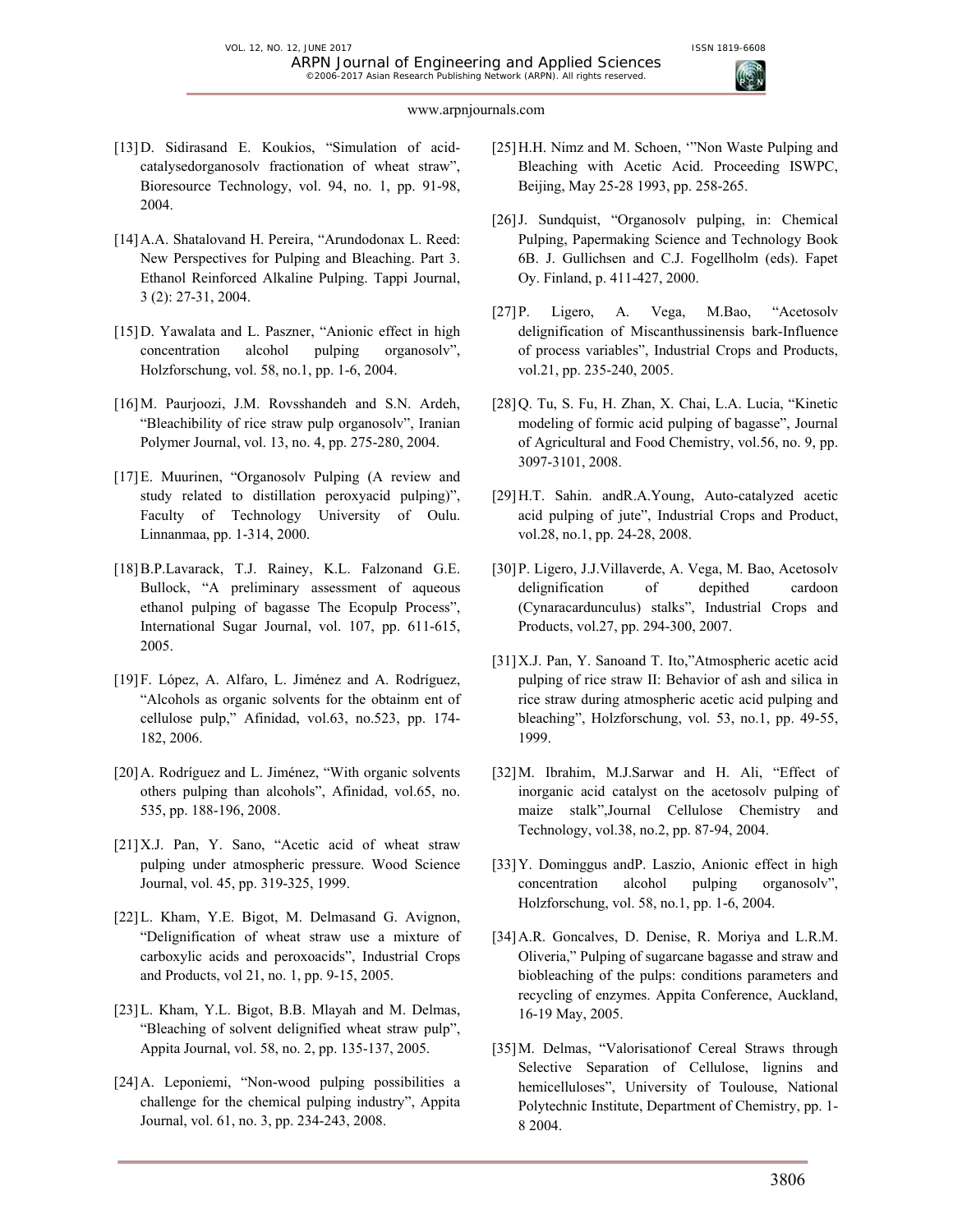[13] D. Sidirasand E. Koukios, "Simulation of acid-catalysedorganosolv fractionation of wheat straw", Bioresource Technology, vol. 94, no. 1, pp. 91-98, 2004.

[14] A.A. Shatalovand H. Pereira, "Arundodonax L. Reed: New Perspectives for Pulping and Bleaching. Part 3. Ethanol Reinforced Alkaline Pulping. Tappi Journal, 3 (2): 27-31, 2004.

[15] D. Yawalata and L. Paszner, "Anionic effect in high concentration alcohol pulping organosolv", Holzforschung, vol. 58, no.1, pp. 1-6, 2004.

[16] M. Paurjoozi, J.M. Rovsshandeh and S.N. Ardeh, "Bleachibility of rice straw pulp organosolv", Iranian Polymer Journal, vol. 13, no. 4, pp. 275-280, 2004.

[17] E. Muurinen, "Organosolv Pulping (A review and study related to distillation peroxyacid pulping)", Faculty of Technology University of Oulu. Linnanmaa, pp. 1-314, 2000.

[18] B.P.Lavarack, T.J. Rainey, K.L. Falzonand G.E. Bullock, "A preliminary assessment of aqueous ethanol pulping of bagasse The Ecopulp Process", International Sugar Journal, vol. 107, pp. 611-615, 2005.

[19] F. López, A. Alfaro, L. Jiménez and A. Rodríguez, "Alcohols as organic solvents for the obtainm ent of cellulose pulp," Afinidad, vol.63, no.523, pp. 174-182, 2006.

[20] A. Rodríguez and L. Jiménez, "With organic solvents others pulping than alcohols", Afinidad, vol.65, no. 535, pp. 188-196, 2008.

[21] X.J. Pan, Y. Sano, "Acetic acid of wheat straw pulping under atmospheric pressure. Wood Science Journal, vol. 45, pp. 319-325, 1999.

[22] L. Kham, Y.E. Bigot, M. Delmasand G. Avignon, "Delignification of wheat straw use a mixture of carboxylic acids and peroxoacids", Industrial Crops and Products, vol 21, no. 1, pp. 9-15, 2005.

[23] L. Kham, Y.L. Bigot, B.B. Mlayah and M. Delmas, "Bleaching of solvent delignified wheat straw pulp", Appita Journal, vol. 58, no. 2, pp. 135-137, 2005.

[24] A. Leponiemi, "Non-wood pulping possibilities a challenge for the chemical pulping industry", Appita Journal, vol. 61, no. 3, pp. 234-243, 2008.

[25] H.H. Nimz and M. Schoen, '"Non Waste Pulping and Bleaching with Acetic Acid. Proceeding ISWPC, Beijing, May 25-28 1993, pp. 258-265.

[26] J. Sundquist, "Organosolv pulping, in: Chemical Pulping, Papermaking Science and Technology Book 6B. J. Gullichsen and C.J. Fogellholm (eds). Fapet Oy. Finland, p. 411-427, 2000.

[27] P. Ligero, A. Vega, M.Bao, "Acetosolv delignification of Miscanthussinensis bark-Influence of process variables", Industrial Crops and Products, vol.21, pp. 235-240, 2005.

[28] Q. Tu, S. Fu, H. Zhan, X. Chai, L.A. Lucia, "Kinetic modeling of formic acid pulping of bagasse", Journal of Agricultural and Food Chemistry, vol.56, no. 9, pp. 3097-3101, 2008.

[29] H.T. Sahin. andR.A.Young, Auto-catalyzed acetic acid pulping of jute", Industrial Crops and Product, vol.28, no.1, pp. 24-28, 2008.

[30] P. Ligero, J.J.Villaverde, A. Vega, M. Bao, Acetosolv delignification of depithed cardoon (Cynaracardunculus) stalks", Industrial Crops and Products, vol.27, pp. 294-300, 2007.

[31] X.J. Pan, Y. Sanoand T. Ito,"Atmospheric acetic acid pulping of rice straw II: Behavior of ash and silica in rice straw during atmospheric acetic acid pulping and bleaching", Holzforschung, vol. 53, no.1, pp. 49-55, 1999.

[32] M. Ibrahim, M.J.Sarwar and H. Ali, "Effect of inorganic acid catalyst on the acetosolv pulping of maize stalk",Journal Cellulose Chemistry and Technology, vol.38, no.2, pp. 87-94, 2004.

[33] Y. Dominggus andP. Laszio, Anionic effect in high concentration alcohol pulping organosolv", Holzforschung, vol. 58, no.1, pp. 1-6, 2004.

[34] A.R. Goncalves, D. Denise, R. Moriya and L.R.M. Oliveria," Pulping of sugarcane bagasse and straw and biobleaching of the pulps: conditions parameters and recycling of enzymes. Appita Conference, Auckland, 16-19 May, 2005.

[35] M. Delmas, "Valorisationof Cereal Straws through Selective Separation of Cellulose, lignins and hemicelluloses", University of Toulouse, National Polytechnic Institute, Department of Chemistry, pp. 1-8 2004.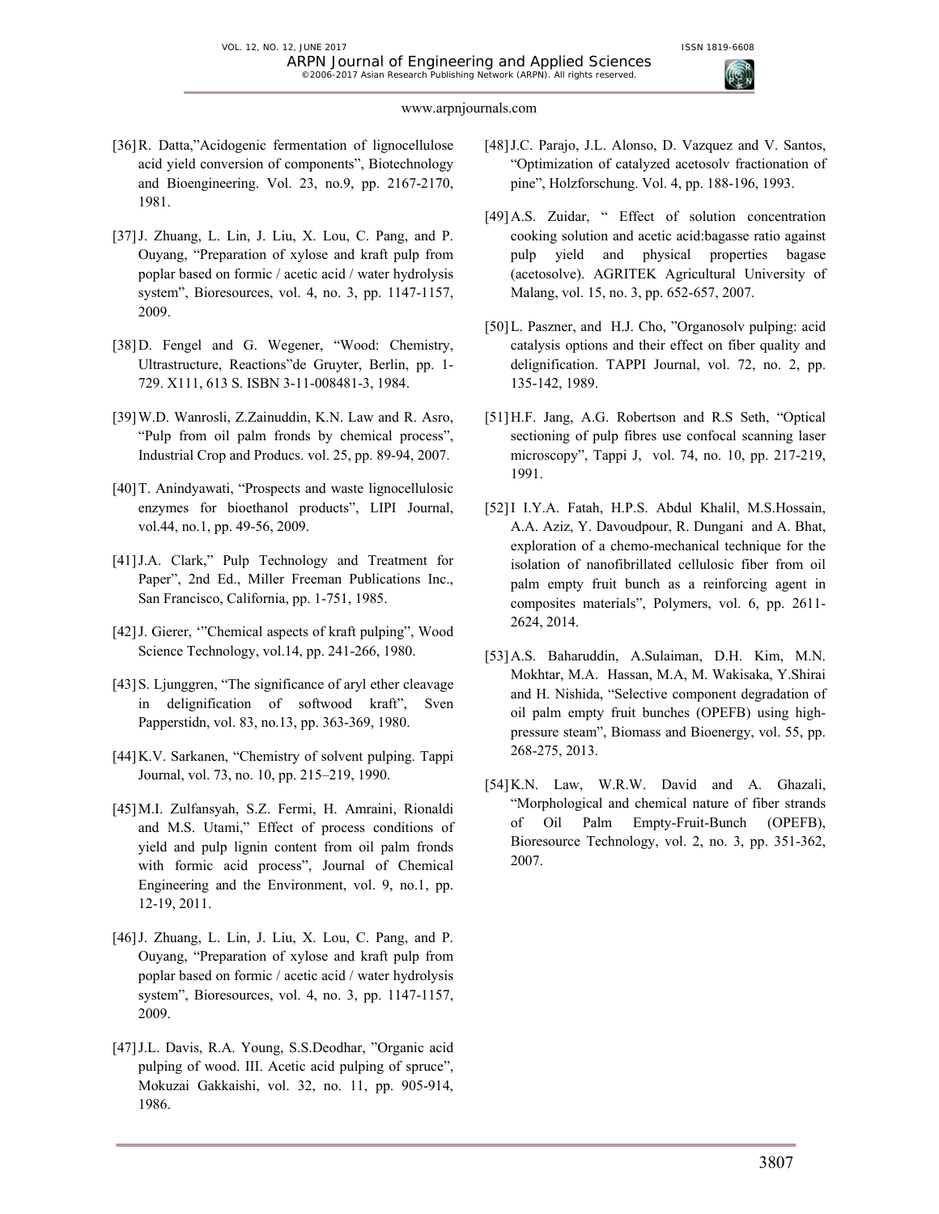[36] R. Datta,"Acidogenic fermentation of lignocellulose acid yield conversion of components", Biotechnology and Bioengineering. Vol. 23, no.9, pp. 2167-2170, 1981.

[37] J. Zhuang, L. Lin, J. Liu, X. Lou, C. Pang, and P. Ouyang, "Preparation of xylose and kraft pulp from poplar based on formic / acetic acid / water hydrolysis system", Bioresources, vol. 4, no. 3, pp. 1147-1157, 2009.

[38] D. Fengel and G. Wegener, "Wood: Chemistry, Ultrastructure, Reactions"de Gruyter, Berlin, pp. 1-729. X111, 613 S. ISBN 3-11-008481-3, 1984.

[39] W.D. Wanrosli, Z.Zainuddin, K.N. Law and R. Asro, "Pulp from oil palm fronds by chemical process", Industrial Crop and Producs. vol. 25, pp. 89-94, 2007.

[40] T. Anindyawati, "Prospects and waste lignocellulosic enzymes for bioethanol products", LIPI Journal, vol.44, no.1, pp. 49-56, 2009.

[41] J.A. Clark," Pulp Technology and Treatment for Paper", 2nd Ed., Miller Freeman Publications Inc., San Francisco, California, pp. 1-751, 1985.

[42] J. Gierer, '"Chemical aspects of kraft pulping", Wood Science Technology, vol.14, pp. 241-266, 1980.

[43] S. Ljunggren, "The significance of aryl ether cleavage in delignification of softwood kraft", Sven Papperstidn, vol. 83, no.13, pp. 363-369, 1980.

[44] K.V. Sarkanen, "Chemistry of solvent pulping. Tappi Journal, vol. 73, no. 10, pp. 215–219, 1990.

[45] M.I. Zulfansyah, S.Z. Fermi, H. Amraini, Rionaldi and M.S. Utami," Effect of process conditions of yield and pulp lignin content from oil palm fronds with formic acid process", Journal of Chemical Engineering and the Environment, vol. 9, no.1, pp. 12-19, 2011.

[46] J. Zhuang, L. Lin, J. Liu, X. Lou, C. Pang, and P. Ouyang, "Preparation of xylose and kraft pulp from poplar based on formic / acetic acid / water hydrolysis system", Bioresources, vol. 4, no. 3, pp. 1147-1157, 2009.

[47] J.L. Davis, R.A. Young, S.S.Deodhar, "Organic acid pulping of wood. III. Acetic acid pulping of spruce", Mokuzai Gakkaishi, vol. 32, no. 11, pp. 905-914, 1986.

[48] J.C. Parajo, J.L. Alonso, D. Vazquez and V. Santos, "Optimization of catalyzed acetosolv fractionation of pine", Holzforschung. Vol. 4, pp. 188-196, 1993.

[49] A.S. Zuidar, " Effect of solution concentration cooking solution and acetic acid:bagasse ratio against pulp yield and physical properties bagase (acetosolve). AGRITEK Agricultural University of Malang, vol. 15, no. 3, pp. 652-657, 2007.

[50] L. Paszner, and H.J. Cho, "Organosolv pulping: acid catalysis options and their effect on fiber quality and delignification. TAPPI Journal, vol. 72, no. 2, pp. 135-142, 1989.

[51] H.F. Jang, A.G. Robertson and R.S Seth, "Optical sectioning of pulp fibres use confocal scanning laser microscopy", Tappi J, vol. 74, no. 10, pp. 217-219, 1991.

[52] I I.Y.A. Fatah, H.P.S. Abdul Khalil, M.S.Hossain, A.A. Aziz, Y. Davoudpour, R. Dungani and A. Bhat, exploration of a chemo-mechanical technique for the isolation of nanofibrillated cellulosic fiber from oil palm empty fruit bunch as a reinforcing agent in composites materials", Polymers, vol. 6, pp. 2611-2624, 2014.

[53] A.S. Baharuddin, A.Sulaiman, D.H. Kim, M.N. Mokhtar, M.A. Hassan, M.A, M. Wakisaka, Y.Shirai and H. Nishida, "Selective component degradation of oil palm empty fruit bunches (OPEFB) using high-pressure steam", Biomass and Bioenergy, vol. 55, pp. 268-275, 2013.

[54] K.N. Law, W.R.W. David and A. Ghazali, "Morphological and chemical nature of fiber strands of Oil Palm Empty-Fruit-Bunch (OPEFB), Bioresource Technology, vol. 2, no. 3, pp. 351-362, 2007.